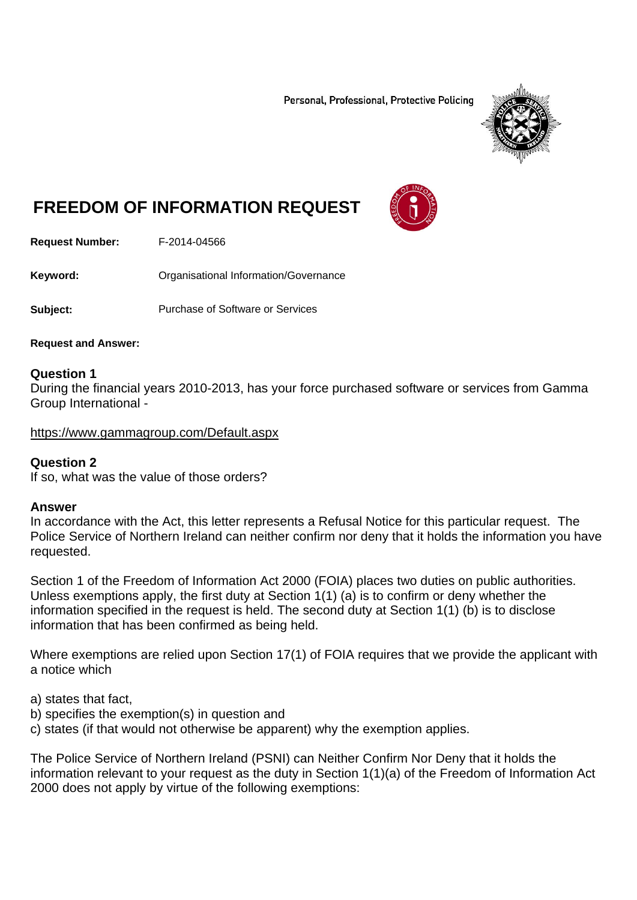Personal, Professional, Protective Policing

# FREEDOM OF INFORMATION REQUEST

**Request Number:** F-2014-04566

**Keyword:** Organisational Information/Governance

**Subject:** Purchase of Software or Services

**Request and Answer:**

**Question 1**
During the financial years 2010-2013, has your force purchased software or services from Gamma Group International -

https://www.gammagroup.com/Default.aspx

**Question 2**
If so, what was the value of those orders?

**Answer**
In accordance with the Act, this letter represents a Refusal Notice for this particular request. The Police Service of Northern Ireland can neither confirm nor deny that it holds the information you have requested.

Section 1 of the Freedom of Information Act 2000 (FOIA) places two duties on public authorities. Unless exemptions apply, the first duty at Section 1(1) (a) is to confirm or deny whether the information specified in the request is held. The second duty at Section 1(1) (b) is to disclose information that has been confirmed as being held.

Where exemptions are relied upon Section 17(1) of FOIA requires that we provide the applicant with a notice which

a) states that fact,
b) specifies the exemption(s) in question and
c) states (if that would not otherwise be apparent) why the exemption applies.

The Police Service of Northern Ireland (PSNI) can Neither Confirm Nor Deny that it holds the information relevant to your request as the duty in Section 1(1)(a) of the Freedom of Information Act 2000 does not apply by virtue of the following exemptions: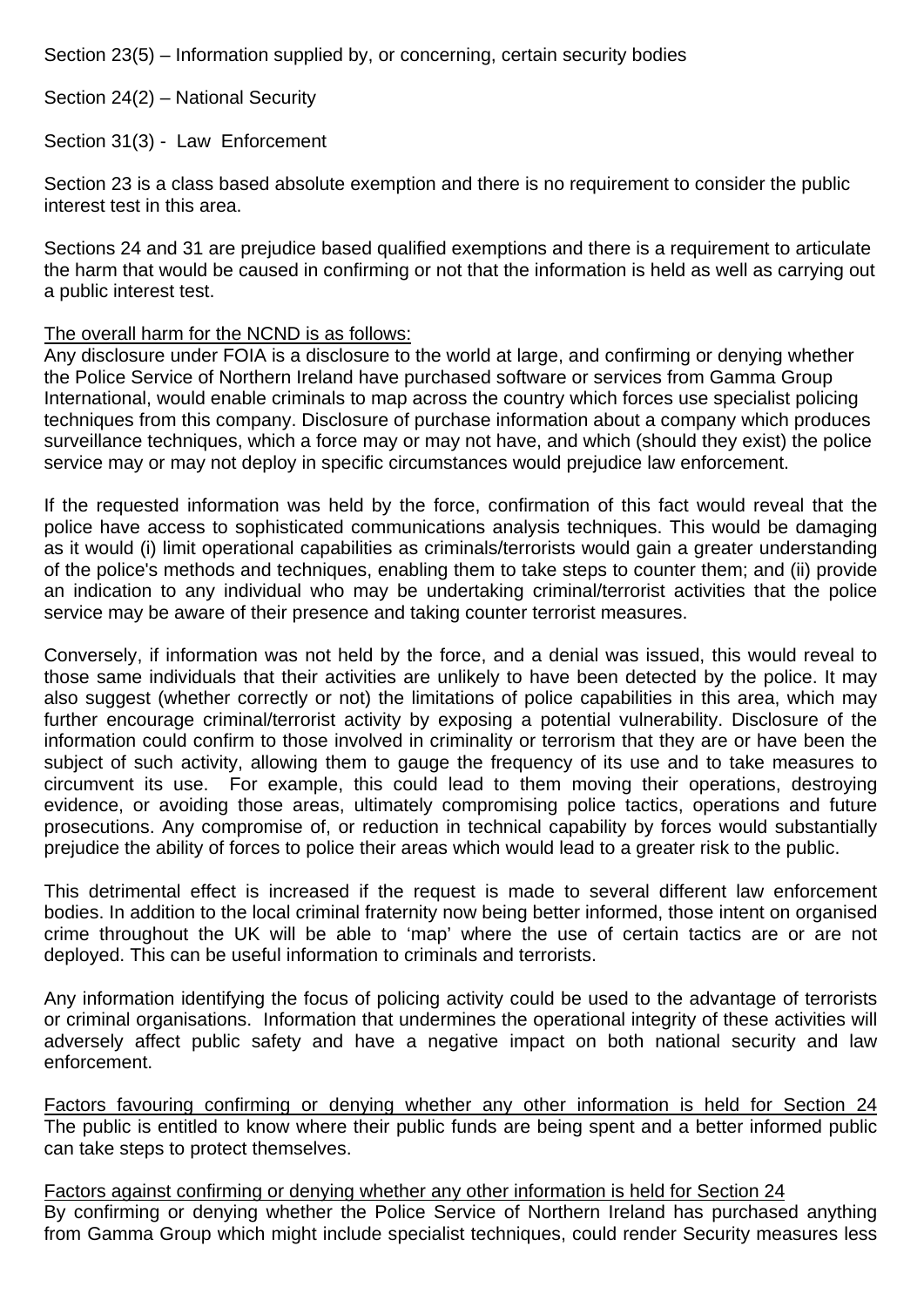Section 23(5) – Information supplied by, or concerning, certain security bodies

Section 24(2) – National Security

Section 31(3) - Law Enforcement

Section 23 is a class based absolute exemption and there is no requirement to consider the public interest test in this area.

Sections 24 and 31 are prejudice based qualified exemptions and there is a requirement to articulate the harm that would be caused in confirming or not that the information is held as well as carrying out a public interest test.

The overall harm for the NCND is as follows:
Any disclosure under FOIA is a disclosure to the world at large, and confirming or denying whether the Police Service of Northern Ireland have purchased software or services from Gamma Group International, would enable criminals to map across the country which forces use specialist policing techniques from this company. Disclosure of purchase information about a company which produces surveillance techniques, which a force may or may not have, and which (should they exist) the police service may or may not deploy in specific circumstances would prejudice law enforcement.

If the requested information was held by the force, confirmation of this fact would reveal that the police have access to sophisticated communications analysis techniques. This would be damaging as it would (i) limit operational capabilities as criminals/terrorists would gain a greater understanding of the police's methods and techniques, enabling them to take steps to counter them; and (ii) provide an indication to any individual who may be undertaking criminal/terrorist activities that the police service may be aware of their presence and taking counter terrorist measures.

Conversely, if information was not held by the force, and a denial was issued, this would reveal to those same individuals that their activities are unlikely to have been detected by the police. It may also suggest (whether correctly or not) the limitations of police capabilities in this area, which may further encourage criminal/terrorist activity by exposing a potential vulnerability. Disclosure of the information could confirm to those involved in criminality or terrorism that they are or have been the subject of such activity, allowing them to gauge the frequency of its use and to take measures to circumvent its use. For example, this could lead to them moving their operations, destroying evidence, or avoiding those areas, ultimately compromising police tactics, operations and future prosecutions. Any compromise of, or reduction in technical capability by forces would substantially prejudice the ability of forces to police their areas which would lead to a greater risk to the public.

This detrimental effect is increased if the request is made to several different law enforcement bodies. In addition to the local criminal fraternity now being better informed, those intent on organised crime throughout the UK will be able to 'map' where the use of certain tactics are or are not deployed. This can be useful information to criminals and terrorists.

Any information identifying the focus of policing activity could be used to the advantage of terrorists or criminal organisations. Information that undermines the operational integrity of these activities will adversely affect public safety and have a negative impact on both national security and law enforcement.

Factors favouring confirming or denying whether any other information is held for Section 24
The public is entitled to know where their public funds are being spent and a better informed public can take steps to protect themselves.

Factors against confirming or denying whether any other information is held for Section 24
By confirming or denying whether the Police Service of Northern Ireland has purchased anything from Gamma Group which might include specialist techniques, could render Security measures less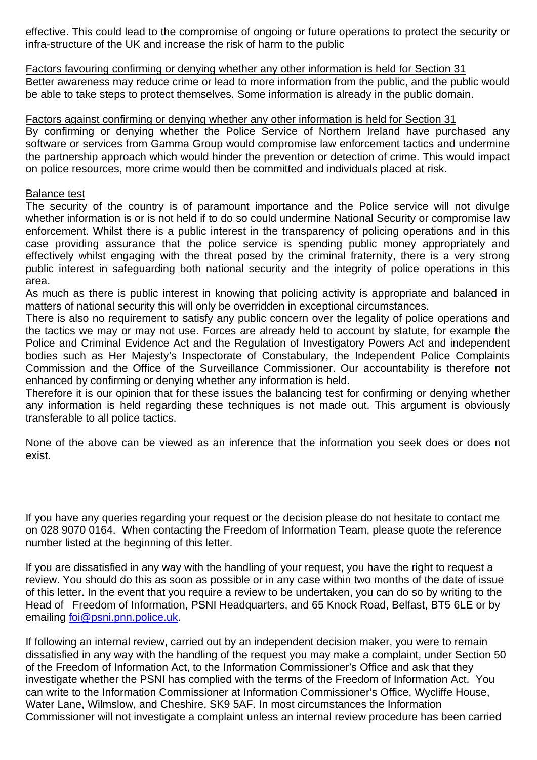effective. This could lead to the compromise of ongoing or future operations to protect the security or infra-structure of the UK and increase the risk of harm to the public

Factors favouring confirming or denying whether any other information is held for Section 31
Better awareness may reduce crime or lead to more information from the public, and the public would be able to take steps to protect themselves. Some information is already in the public domain.

Factors against confirming or denying whether any other information is held for Section 31
By confirming or denying whether the Police Service of Northern Ireland have purchased any software or services from Gamma Group would compromise law enforcement tactics and undermine the partnership approach which would hinder the prevention or detection of crime. This would impact on police resources, more crime would then be committed and individuals placed at risk.

Balance test
The security of the country is of paramount importance and the Police service will not divulge whether information is or is not held if to do so could undermine National Security or compromise law enforcement. Whilst there is a public interest in the transparency of policing operations and in this case providing assurance that the police service is spending public money appropriately and effectively whilst engaging with the threat posed by the criminal fraternity, there is a very strong public interest in safeguarding both national security and the integrity of police operations in this area.
As much as there is public interest in knowing that policing activity is appropriate and balanced in matters of national security this will only be overridden in exceptional circumstances.
There is also no requirement to satisfy any public concern over the legality of police operations and the tactics we may or may not use. Forces are already held to account by statute, for example the Police and Criminal Evidence Act and the Regulation of Investigatory Powers Act and independent bodies such as Her Majesty's Inspectorate of Constabulary, the Independent Police Complaints Commission and the Office of the Surveillance Commissioner. Our accountability is therefore not enhanced by confirming or denying whether any information is held.
Therefore it is our opinion that for these issues the balancing test for confirming or denying whether any information is held regarding these techniques is not made out. This argument is obviously transferable to all police tactics.

None of the above can be viewed as an inference that the information you seek does or does not exist.

If you have any queries regarding your request or the decision please do not hesitate to contact me on 028 9070 0164. When contacting the Freedom of Information Team, please quote the reference number listed at the beginning of this letter.

If you are dissatisfied in any way with the handling of your request, you have the right to request a review. You should do this as soon as possible or in any case within two months of the date of issue of this letter. In the event that you require a review to be undertaken, you can do so by writing to the Head of Freedom of Information, PSNI Headquarters, and 65 Knock Road, Belfast, BT5 6LE or by emailing foi@psni.pnn.police.uk.

If following an internal review, carried out by an independent decision maker, you were to remain dissatisfied in any way with the handling of the request you may make a complaint, under Section 50 of the Freedom of Information Act, to the Information Commissioner's Office and ask that they investigate whether the PSNI has complied with the terms of the Freedom of Information Act. You can write to the Information Commissioner at Information Commissioner's Office, Wycliffe House, Water Lane, Wilmslow, and Cheshire, SK9 5AF. In most circumstances the Information Commissioner will not investigate a complaint unless an internal review procedure has been carried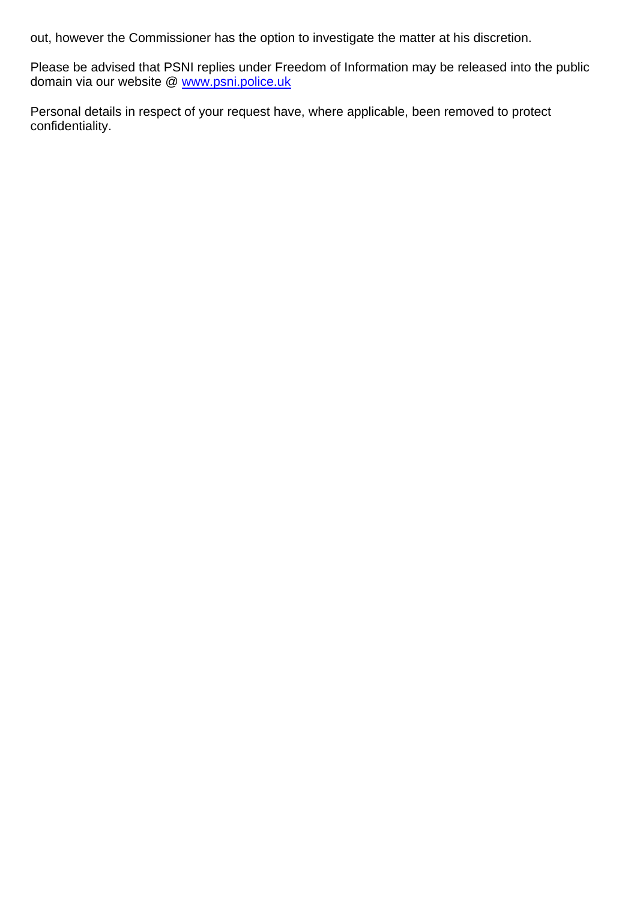out, however the Commissioner has the option to investigate the matter at his discretion.

Please be advised that PSNI replies under Freedom of Information may be released into the public domain via our website @ www.psni.police.uk

Personal details in respect of your request have, where applicable, been removed to protect confidentiality.